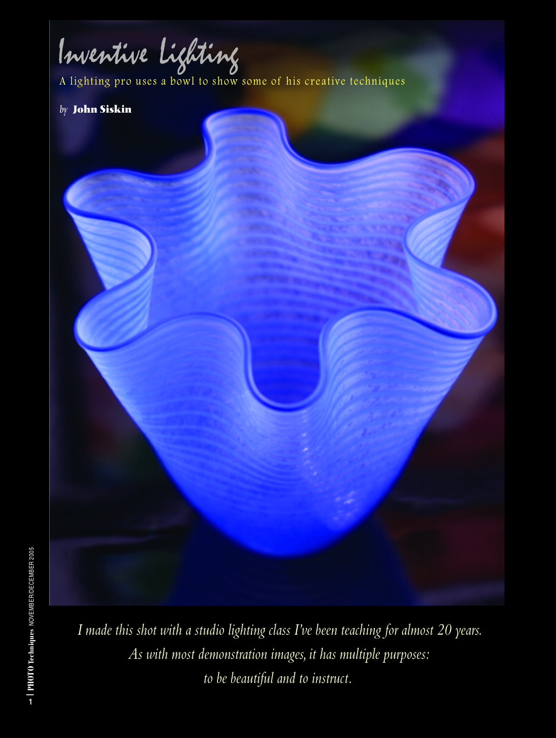# Inventive Lighting

A lighting pro uses a bowl to show some of his creative techniques

*by* **John Siskin**

*I made this shot with a studio lighting class I've been teaching for almost 20 years. As with most demonstration images, it has multiple purposes: to be beautiful and to instruct.*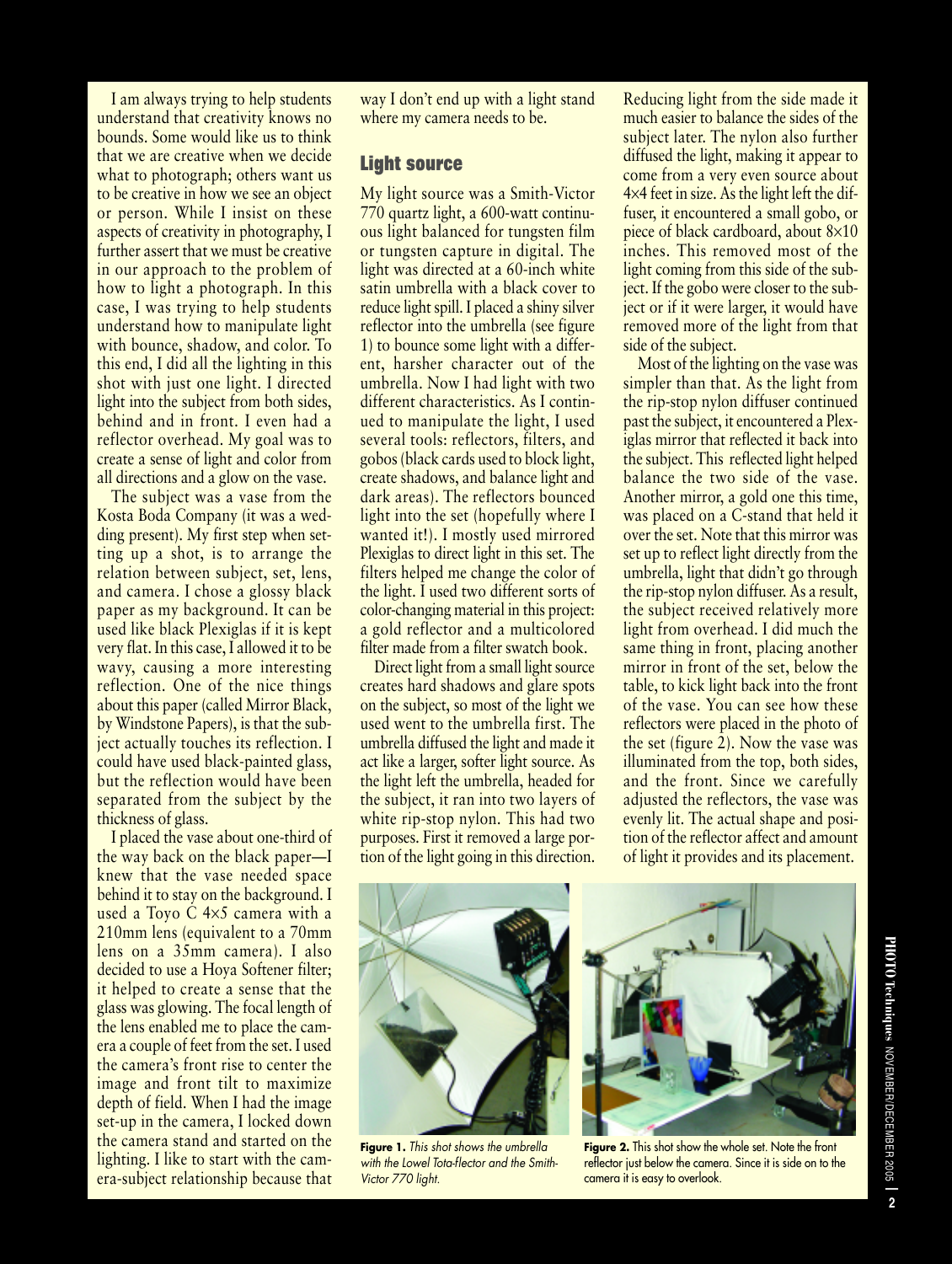I am always trying to help students understand that creativity knows no bounds. Some would like us to think that we are creative when we decide what to photograph; others want us to be creative in how we see an object or person. While I insist on these aspects of creativity in photography, I further assert that we must be creative in our approach to the problem of how to light a photograph. In this case, I was trying to help students understand how to manipulate light with bounce, shadow, and color. To this end, I did all the lighting in this shot with just one light. I directed light into the subject from both sides, behind and in front. I even had a reflector overhead. My goal was to create a sense of light and color from all directions and a glow on the vase.

The subject was a vase from the Kosta Boda Company (it was a wedding present). My first step when setting up a shot, is to arrange the relation between subject, set, lens, and camera. I chose a glossy black paper as my background. It can be used like black Plexiglas if it is kept very flat. In this case, I allowed it to be wavy, causing a more interesting reflection. One of the nice things about this paper (called Mirror Black, by Windstone Papers), is that the subject actually touches its reflection. I could have used black-painted glass, but the reflection would have been separated from the subject by the thickness of glass.

I placed the vase about one-third of the way back on the black paper—I knew that the vase needed space behind it to stay on the background. I used a Toyo C 4×5 camera with a 210mm lens (equivalent to a 70mm lens on a 35mm camera). I also decided to use a Hoya Softener filter; it helped to create a sense that the glass was glowing. The focal length of the lens enabled me to place the camera a couple of feet from the set. I used the camera's front rise to center the image and front tilt to maximize depth of field. When I had the image set-up in the camera, I locked down the camera stand and started on the lighting. I like to start with the camera-subject relationship because that way I don't end up with a light stand where my camera needs to be.

## Light source

My light source was a Smith-Victor 770 quartz light, a 600-watt continuous light balanced for tungsten film or tungsten capture in digital. The light was directed at a 60-inch white satin umbrella with a black cover to reduce light spill. I placed a shiny silver reflector into the umbrella (see figure 1) to bounce some light with a different, harsher character out of the umbrella. Now I had light with two different characteristics. As I continued to manipulate the light, I used several tools: reflectors, filters, and gobos (black cards used to block light, create shadows, and balance light and dark areas). The reflectors bounced light into the set (hopefully where I wanted it!). I mostly used mirrored Plexiglas to direct light in this set. The filters helped me change the color of the light. I used two different sorts of color-changing material in this project: a gold reflector and a multicolored filter made from a filter swatch book.

Direct light from a small light source creates hard shadows and glare spots on the subject, so most of the light we used went to the umbrella first. The umbrella diffused the light and made it act like a larger, softer light source. As the light left the umbrella, headed for the subject, it ran into two layers of white rip-stop nylon. This had two purposes. First it removed a large portion of the light going in this direction. Reducing light from the side made it much easier to balance the sides of the subject later. The nylon also further diffused the light, making it appear to come from a very even source about 4×4 feet in size. As the light left the diffuser, it encountered a small gobo, or piece of black cardboard, about 8×10 inches. This removed most of the light coming from this side of the subject. If the gobo were closer to the subject or if it were larger, it would have removed more of the light from that side of the subject.

Most of the lighting on the vase was simpler than that. As the light from the rip-stop nylon diffuser continued past the subject, it encountered a Plexiglas mirror that reflected it back into the subject. This reflected light helped balance the two side of the vase. Another mirror, a gold one this time, was placed on a C-stand that held it over the set. Note that this mirror was set up to reflect light directly from the umbrella, light that didn't go through the rip-stop nylon diffuser. As a result, the subject received relatively more light from overhead. I did much the same thing in front, placing another mirror in front of the set, below the table, to kick light back into the front of the vase. You can see how these reflectors were placed in the photo of the set (figure 2). Now the vase was illuminated from the top, both sides, and the front. Since we carefully adjusted the reflectors, the vase was evenly lit. The actual shape and position of the reflector affect and amount of light it provides and its placement.

**Figure 1.** *This shot shows the umbrella with the Lowel Tota-flector and the Smith-Victor 770 light.*

**Figure 2.** This shot show the whole set. Note the front reflector just below the camera. Since it is side on to the camera it is easy to overlook.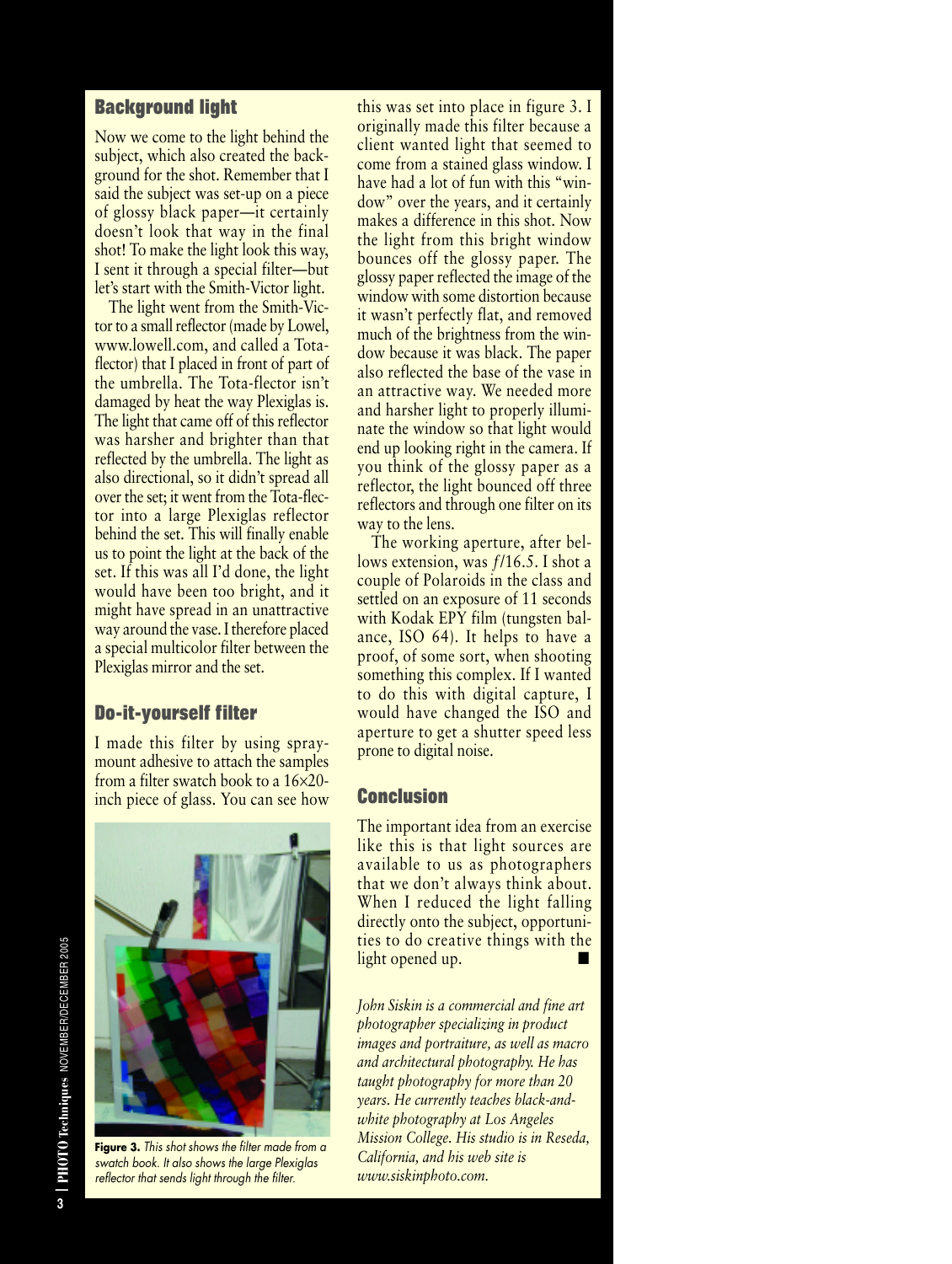## Background light

Now we come to the light behind the subject, which also created the background for the shot. Remember that I said the subject was set-up on a piece of glossy black paper—it certainly doesn't look that way in the final shot! To make the light look this way, I sent it through a special filter—but let's start with the Smith-Victor light.

The light went from the Smith-Victor to a small reflector (made by Lowel, www.lowell.com, and called a Tota-flector) that I placed in front of part of the umbrella. The Tota-flector isn't damaged by heat the way Plexiglas is. The light that came off of this reflector was harsher and brighter than that reflected by the umbrella. The light as also directional, so it didn't spread all over the set; it went from the Tota-flector into a large Plexiglas reflector behind the set. This will finally enable us to point the light at the back of the set. If this was all I'd done, the light would have been too bright, and it might have spread in an unattractive way around the vase. I therefore placed a special multicolor filter between the Plexiglas mirror and the set.

## Do-it-yourself filter

I made this filter by using spray-mount adhesive to attach the samples from a filter swatch book to a 16×20-inch piece of glass. You can see how this was set into place in figure 3. I originally made this filter because a client wanted light that seemed to come from a stained glass window. I have had a lot of fun with this "window" over the years, and it certainly makes a difference in this shot. Now the light from this bright window bounces off the glossy paper. The glossy paper reflected the image of the window with some distortion because it wasn't perfectly flat, and removed much of the brightness from the window because it was black. The paper also reflected the base of the vase in an attractive way. We needed more and harsher light to properly illuminate the window so that light would end up looking right in the camera. If you think of the glossy paper as a reflector, the light bounced off three reflectors and through one filter on its way to the lens.

The working aperture, after bellows extension, was *f*/16.5. I shot a couple of Polaroids in the class and settled on an exposure of 11 seconds with Kodak EPY film (tungsten balance, ISO 64). It helps to have a proof, of some sort, when shooting something this complex. If I wanted to do this with digital capture, I would have changed the ISO and aperture to get a shutter speed less prone to digital noise.

**Figure 3.** *This shot shows the filter made from a swatch book. It also shows the large Plexiglas reflector that sends light through the filter.*

## Conclusion

The important idea from an exercise like this is that light sources are available to us as photographers that we don't always think about. When I reduced the light falling directly onto the subject, opportunities to do creative things with the light opened up. ■

*John Siskin is a commercial and fine art photographer specializing in product images and portraiture, as well as macro and architectural photography. He has taught photography for more than 20 years. He currently teaches black-and-white photography at Los Angeles Mission College. His studio is in Reseda, California, and his web site is www.siskinphoto.com.*